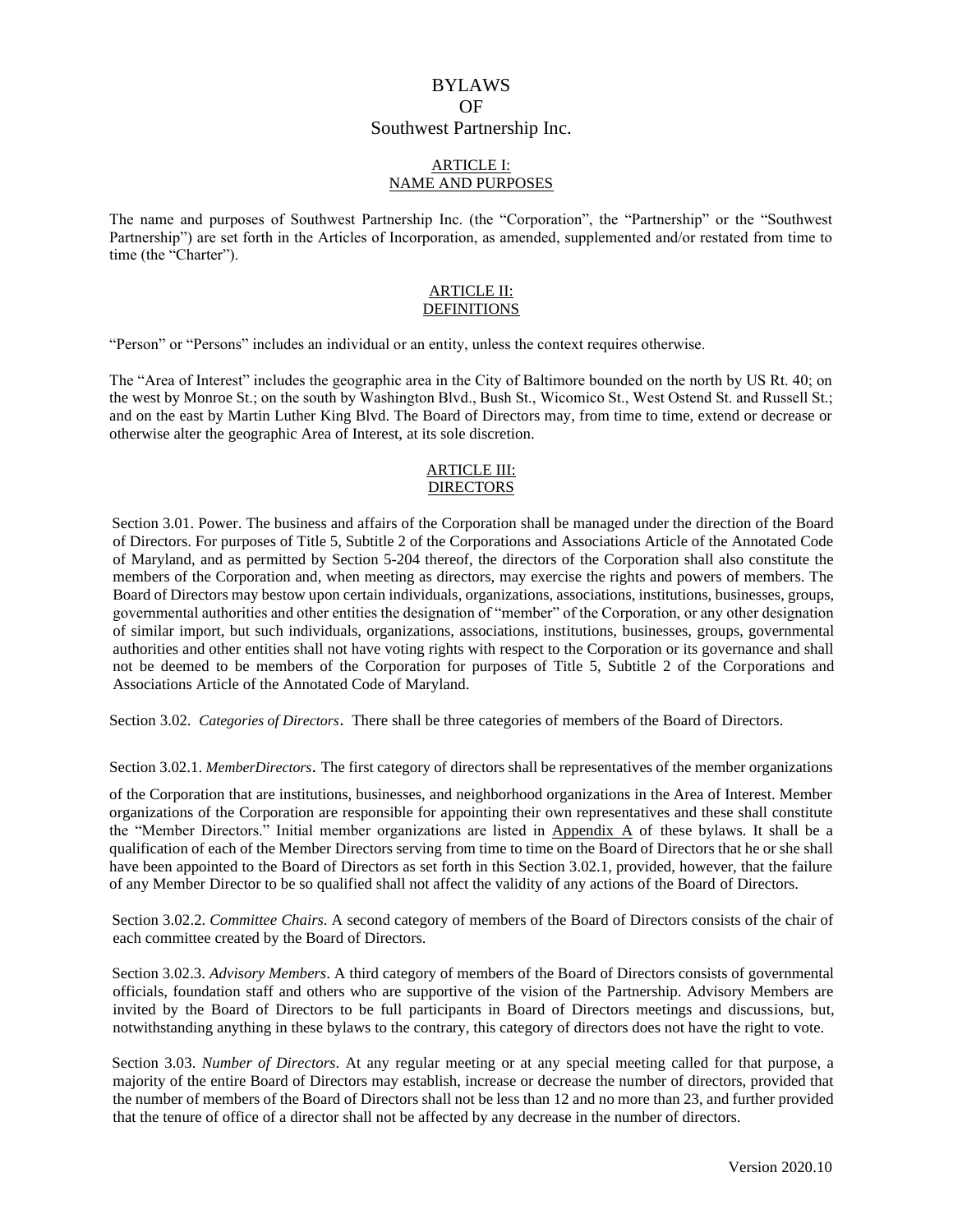# BYLAWS
# OF
# Southwest Partnership Inc.

## ARTICLE I:
## NAME AND PURPOSES

The name and purposes of Southwest Partnership Inc. (the "Corporation", the "Partnership" or the "Southwest Partnership") are set forth in the Articles of Incorporation, as amended, supplemented and/or restated from time to time (the "Charter").

## ARTICLE II:
## DEFINITIONS

"Person" or "Persons" includes an individual or an entity, unless the context requires otherwise.

The "Area of Interest" includes the geographic area in the City of Baltimore bounded on the north by US Rt. 40; on the west by Monroe St.; on the south by Washington Blvd., Bush St., Wicomico St., West Ostend St. and Russell St.; and on the east by Martin Luther King Blvd. The Board of Directors may, from time to time, extend or decrease or otherwise alter the geographic Area of Interest, at its sole discretion.

## ARTICLE III:
## DIRECTORS

Section 3.01. Power. The business and affairs of the Corporation shall be managed under the direction of the Board of Directors. For purposes of Title 5, Subtitle 2 of the Corporations and Associations Article of the Annotated Code of Maryland, and as permitted by Section 5-204 thereof, the directors of the Corporation shall also constitute the members of the Corporation and, when meeting as directors, may exercise the rights and powers of members. The Board of Directors may bestow upon certain individuals, organizations, associations, institutions, businesses, groups, governmental authorities and other entities the designation of "member" of the Corporation, or any other designation of similar import, but such individuals, organizations, associations, institutions, businesses, groups, governmental authorities and other entities shall not have voting rights with respect to the Corporation or its governance and shall not be deemed to be members of the Corporation for purposes of Title 5, Subtitle 2 of the Corporations and Associations Article of the Annotated Code of Maryland.

Section 3.02. *Categories of Directors*. There shall be three categories of members of the Board of Directors.

Section 3.02.1. *MemberDirectors*. The first category of directors shall be representatives of the member organizations of the Corporation that are institutions, businesses, and neighborhood organizations in the Area of Interest. Member organizations of the Corporation are responsible for appointing their own representatives and these shall constitute the "Member Directors." Initial member organizations are listed in Appendix A of these bylaws. It shall be a qualification of each of the Member Directors serving from time to time on the Board of Directors that he or she shall have been appointed to the Board of Directors as set forth in this Section 3.02.1, provided, however, that the failure of any Member Director to be so qualified shall not affect the validity of any actions of the Board of Directors.

Section 3.02.2. *Committee Chairs*. A second category of members of the Board of Directors consists of the chair of each committee created by the Board of Directors.

Section 3.02.3. *Advisory Members*. A third category of members of the Board of Directors consists of governmental officials, foundation staff and others who are supportive of the vision of the Partnership. Advisory Members are invited by the Board of Directors to be full participants in Board of Directors meetings and discussions, but, notwithstanding anything in these bylaws to the contrary, this category of directors does not have the right to vote.

Section 3.03. *Number of Directors*. At any regular meeting or at any special meeting called for that purpose, a majority of the entire Board of Directors may establish, increase or decrease the number of directors, provided that the number of members of the Board of Directors shall not be less than 12 and no more than 23, and further provided that the tenure of office of a director shall not be affected by any decrease in the number of directors.

Version 2020.10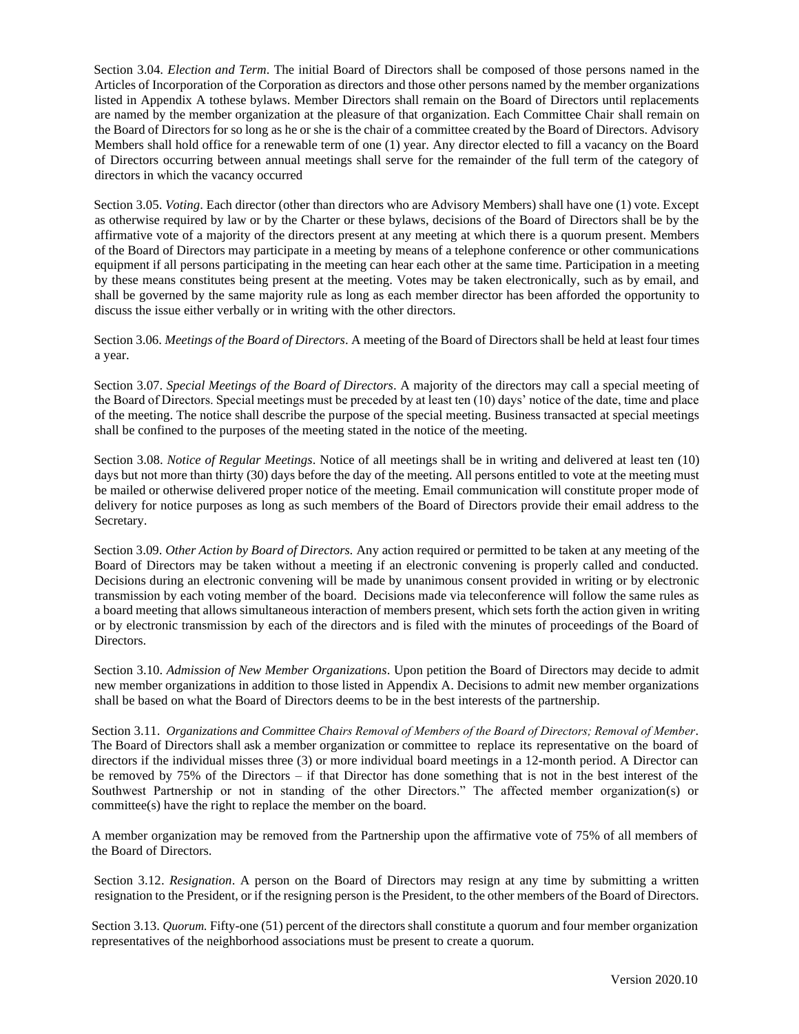Section 3.04. *Election and Term*. The initial Board of Directors shall be composed of those persons named in the Articles of Incorporation of the Corporation as directors and those other persons named by the member organizations listed in Appendix A tothese bylaws. Member Directors shall remain on the Board of Directors until replacements are named by the member organization at the pleasure of that organization. Each Committee Chair shall remain on the Board of Directors for so long as he or she is the chair of a committee created by the Board of Directors. Advisory Members shall hold office for a renewable term of one (1) year. Any director elected to fill a vacancy on the Board of Directors occurring between annual meetings shall serve for the remainder of the full term of the category of directors in which the vacancy occurred

Section 3.05. *Voting*. Each director (other than directors who are Advisory Members) shall have one (1) vote. Except as otherwise required by law or by the Charter or these bylaws, decisions of the Board of Directors shall be by the affirmative vote of a majority of the directors present at any meeting at which there is a quorum present. Members of the Board of Directors may participate in a meeting by means of a telephone conference or other communications equipment if all persons participating in the meeting can hear each other at the same time. Participation in a meeting by these means constitutes being present at the meeting. Votes may be taken electronically, such as by email, and shall be governed by the same majority rule as long as each member director has been afforded the opportunity to discuss the issue either verbally or in writing with the other directors.

Section 3.06. *Meetings of the Board of Directors*. A meeting of the Board of Directors shall be held at least four times a year.

Section 3.07. *Special Meetings of the Board of Directors*. A majority of the directors may call a special meeting of the Board of Directors. Special meetings must be preceded by at least ten (10) days' notice of the date, time and place of the meeting. The notice shall describe the purpose of the special meeting. Business transacted at special meetings shall be confined to the purposes of the meeting stated in the notice of the meeting.

Section 3.08. *Notice of Regular Meetings*. Notice of all meetings shall be in writing and delivered at least ten (10) days but not more than thirty (30) days before the day of the meeting. All persons entitled to vote at the meeting must be mailed or otherwise delivered proper notice of the meeting. Email communication will constitute proper mode of delivery for notice purposes as long as such members of the Board of Directors provide their email address to the Secretary.

Section 3.09. *Other Action by Board of Directors.* Any action required or permitted to be taken at any meeting of the Board of Directors may be taken without a meeting if an electronic convening is properly called and conducted. Decisions during an electronic convening will be made by unanimous consent provided in writing or by electronic transmission by each voting member of the board. Decisions made via teleconference will follow the same rules as a board meeting that allows simultaneous interaction of members present, which sets forth the action given in writing or by electronic transmission by each of the directors and is filed with the minutes of proceedings of the Board of Directors.

Section 3.10. *Admission of New Member Organizations*. Upon petition the Board of Directors may decide to admit new member organizations in addition to those listed in Appendix A. Decisions to admit new member organizations shall be based on what the Board of Directors deems to be in the best interests of the partnership.

Section 3.11. *Organizations and Committee Chairs Removal of Members of the Board of Directors; Removal of Member*. The Board of Directors shall ask a member organization or committee to replace its representative on the board of directors if the individual misses three (3) or more individual board meetings in a 12-month period. A Director can be removed by 75% of the Directors – if that Director has done something that is not in the best interest of the Southwest Partnership or not in standing of the other Directors." The affected member organization(s) or committee(s) have the right to replace the member on the board.

A member organization may be removed from the Partnership upon the affirmative vote of 75% of all members of the Board of Directors.

Section 3.12. *Resignation*. A person on the Board of Directors may resign at any time by submitting a written resignation to the President, or if the resigning person is the President, to the other members of the Board of Directors.

Section 3.13. *Quorum.* Fifty-one (51) percent of the directors shall constitute a quorum and four member organization representatives of the neighborhood associations must be present to create a quorum.

Version 2020.10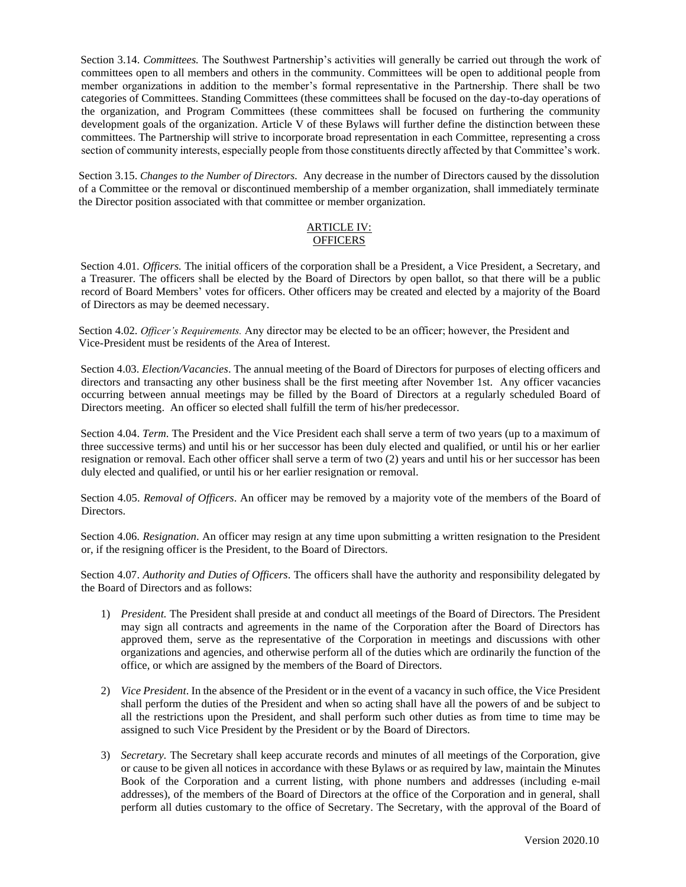Section 3.14. *Committees.* The Southwest Partnership's activities will generally be carried out through the work of committees open to all members and others in the community. Committees will be open to additional people from member organizations in addition to the member's formal representative in the Partnership. There shall be two categories of Committees. Standing Committees (these committees shall be focused on the day-to-day operations of the organization, and Program Committees (these committees shall be focused on furthering the community development goals of the organization. Article V of these Bylaws will further define the distinction between these committees. The Partnership will strive to incorporate broad representation in each Committee, representing a cross section of community interests, especially people from those constituents directly affected by that Committee's work.

Section 3.15. *Changes to the Number of Directors.* Any decrease in the number of Directors caused by the dissolution of a Committee or the removal or discontinued membership of a member organization, shall immediately terminate the Director position associated with that committee or member organization.

## ARTICLE IV: OFFICERS

Section 4.01. *Officers.* The initial officers of the corporation shall be a President, a Vice President, a Secretary, and a Treasurer. The officers shall be elected by the Board of Directors by open ballot, so that there will be a public record of Board Members' votes for officers. Other officers may be created and elected by a majority of the Board of Directors as may be deemed necessary.

Section 4.02. *Officer's Requirements.* Any director may be elected to be an officer; however, the President and Vice-President must be residents of the Area of Interest.

Section 4.03. *Election/Vacancies*. The annual meeting of the Board of Directors for purposes of electing officers and directors and transacting any other business shall be the first meeting after November 1st. Any officer vacancies occurring between annual meetings may be filled by the Board of Directors at a regularly scheduled Board of Directors meeting. An officer so elected shall fulfill the term of his/her predecessor.

Section 4.04. *Term.* The President and the Vice President each shall serve a term of two years (up to a maximum of three successive terms) and until his or her successor has been duly elected and qualified, or until his or her earlier resignation or removal. Each other officer shall serve a term of two (2) years and until his or her successor has been duly elected and qualified, or until his or her earlier resignation or removal.

Section 4.05. *Removal of Officers*. An officer may be removed by a majority vote of the members of the Board of Directors.

Section 4.06. *Resignation*. An officer may resign at any time upon submitting a written resignation to the President or, if the resigning officer is the President, to the Board of Directors.

Section 4.07. *Authority and Duties of Officers*. The officers shall have the authority and responsibility delegated by the Board of Directors and as follows:

1) *President.* The President shall preside at and conduct all meetings of the Board of Directors. The President may sign all contracts and agreements in the name of the Corporation after the Board of Directors has approved them, serve as the representative of the Corporation in meetings and discussions with other organizations and agencies, and otherwise perform all of the duties which are ordinarily the function of the office, or which are assigned by the members of the Board of Directors.

2) *Vice President*. In the absence of the President or in the event of a vacancy in such office, the Vice President shall perform the duties of the President and when so acting shall have all the powers of and be subject to all the restrictions upon the President, and shall perform such other duties as from time to time may be assigned to such Vice President by the President or by the Board of Directors.

3) *Secretary.* The Secretary shall keep accurate records and minutes of all meetings of the Corporation, give or cause to be given all notices in accordance with these Bylaws or as required by law, maintain the Minutes Book of the Corporation and a current listing, with phone numbers and addresses (including e-mail addresses), of the members of the Board of Directors at the office of the Corporation and in general, shall perform all duties customary to the office of Secretary. The Secretary, with the approval of the Board of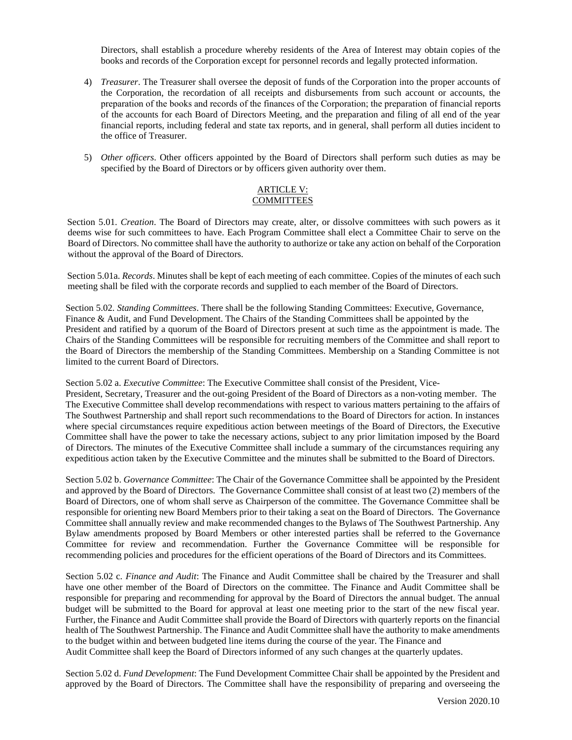Directors, shall establish a procedure whereby residents of the Area of Interest may obtain copies of the books and records of the Corporation except for personnel records and legally protected information.

4) *Treasurer*. The Treasurer shall oversee the deposit of funds of the Corporation into the proper accounts of the Corporation, the recordation of all receipts and disbursements from such account or accounts, the preparation of the books and records of the finances of the Corporation; the preparation of financial reports of the accounts for each Board of Directors Meeting, and the preparation and filing of all end of the year financial reports, including federal and state tax reports, and in general, shall perform all duties incident to the office of Treasurer.

5) *Other officers*. Other officers appointed by the Board of Directors shall perform such duties as may be specified by the Board of Directors or by officers given authority over them.

## ARTICLE V: COMMITTEES

Section 5.01. *Creation*. The Board of Directors may create, alter, or dissolve committees with such powers as it deems wise for such committees to have. Each Program Committee shall elect a Committee Chair to serve on the Board of Directors. No committee shall have the authority to authorize or take any action on behalf of the Corporation without the approval of the Board of Directors.

Section 5.01a. *Records*. Minutes shall be kept of each meeting of each committee. Copies of the minutes of each such meeting shall be filed with the corporate records and supplied to each member of the Board of Directors.

Section 5.02. *Standing Committees*. There shall be the following Standing Committees: Executive, Governance, Finance & Audit, and Fund Development. The Chairs of the Standing Committees shall be appointed by the President and ratified by a quorum of the Board of Directors present at such time as the appointment is made. The Chairs of the Standing Committees will be responsible for recruiting members of the Committee and shall report to the Board of Directors the membership of the Standing Committees. Membership on a Standing Committee is not limited to the current Board of Directors.

Section 5.02 a. *Executive Committee*: The Executive Committee shall consist of the President, Vice-President, Secretary, Treasurer and the out-going President of the Board of Directors as a non-voting member. The The Executive Committee shall develop recommendations with respect to various matters pertaining to the affairs of The Southwest Partnership and shall report such recommendations to the Board of Directors for action. In instances where special circumstances require expeditious action between meetings of the Board of Directors, the Executive Committee shall have the power to take the necessary actions, subject to any prior limitation imposed by the Board of Directors. The minutes of the Executive Committee shall include a summary of the circumstances requiring any expeditious action taken by the Executive Committee and the minutes shall be submitted to the Board of Directors.

Section 5.02 b. *Governance Committee*: The Chair of the Governance Committee shall be appointed by the President and approved by the Board of Directors. The Governance Committee shall consist of at least two (2) members of the Board of Directors, one of whom shall serve as Chairperson of the committee. The Governance Committee shall be responsible for orienting new Board Members prior to their taking a seat on the Board of Directors. The Governance Committee shall annually review and make recommended changes to the Bylaws of The Southwest Partnership. Any Bylaw amendments proposed by Board Members or other interested parties shall be referred to the Governance Committee for review and recommendation. Further the Governance Committee will be responsible for recommending policies and procedures for the efficient operations of the Board of Directors and its Committees.

Section 5.02 c. *Finance and Audit*: The Finance and Audit Committee shall be chaired by the Treasurer and shall have one other member of the Board of Directors on the committee. The Finance and Audit Committee shall be responsible for preparing and recommending for approval by the Board of Directors the annual budget. The annual budget will be submitted to the Board for approval at least one meeting prior to the start of the new fiscal year. Further, the Finance and Audit Committee shall provide the Board of Directors with quarterly reports on the financial health of The Southwest Partnership. The Finance and Audit Committee shall have the authority to make amendments to the budget within and between budgeted line items during the course of the year. The Finance and Audit Committee shall keep the Board of Directors informed of any such changes at the quarterly updates.

Section 5.02 d. *Fund Development*: The Fund Development Committee Chair shall be appointed by the President and approved by the Board of Directors. The Committee shall have the responsibility of preparing and overseeing the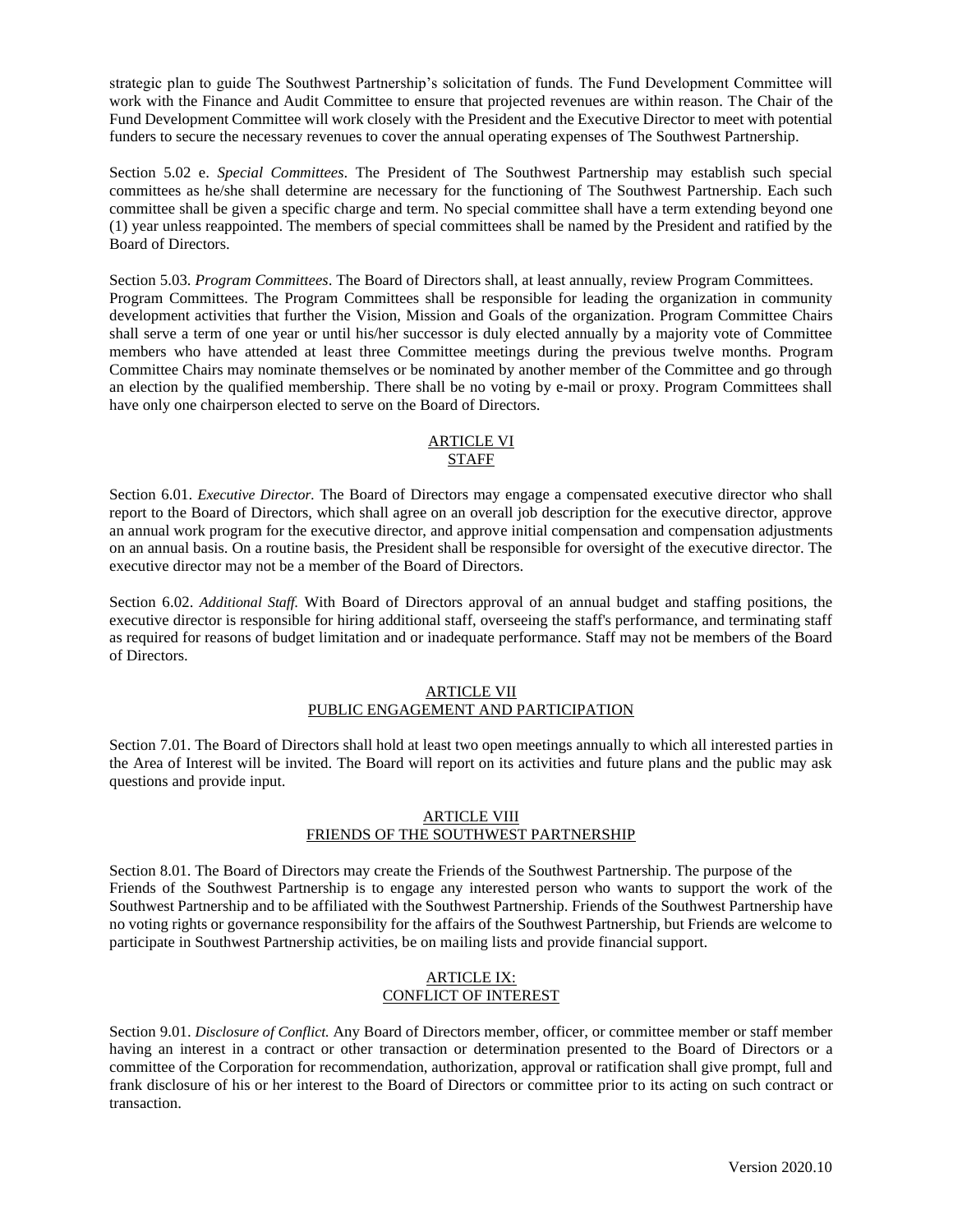strategic plan to guide The Southwest Partnership's solicitation of funds. The Fund Development Committee will work with the Finance and Audit Committee to ensure that projected revenues are within reason. The Chair of the Fund Development Committee will work closely with the President and the Executive Director to meet with potential funders to secure the necessary revenues to cover the annual operating expenses of The Southwest Partnership.

Section 5.02 e. *Special Committees*. The President of The Southwest Partnership may establish such special committees as he/she shall determine are necessary for the functioning of The Southwest Partnership. Each such committee shall be given a specific charge and term. No special committee shall have a term extending beyond one (1) year unless reappointed. The members of special committees shall be named by the President and ratified by the Board of Directors.

Section 5.03. *Program Committees*. The Board of Directors shall, at least annually, review Program Committees. Program Committees. The Program Committees shall be responsible for leading the organization in community development activities that further the Vision, Mission and Goals of the organization. Program Committee Chairs shall serve a term of one year or until his/her successor is duly elected annually by a majority vote of Committee members who have attended at least three Committee meetings during the previous twelve months. Program Committee Chairs may nominate themselves or be nominated by another member of the Committee and go through an election by the qualified membership. There shall be no voting by e-mail or proxy. Program Committees shall have only one chairperson elected to serve on the Board of Directors.

## ARTICLE VI
## STAFF

Section 6.01. *Executive Director.* The Board of Directors may engage a compensated executive director who shall report to the Board of Directors, which shall agree on an overall job description for the executive director, approve an annual work program for the executive director, and approve initial compensation and compensation adjustments on an annual basis. On a routine basis, the President shall be responsible for oversight of the executive director. The executive director may not be a member of the Board of Directors.

Section 6.02. *Additional Staff.* With Board of Directors approval of an annual budget and staffing positions, the executive director is responsible for hiring additional staff, overseeing the staff's performance, and terminating staff as required for reasons of budget limitation and or inadequate performance. Staff may not be members of the Board of Directors.

## ARTICLE VII
## PUBLIC ENGAGEMENT AND PARTICIPATION

Section 7.01. The Board of Directors shall hold at least two open meetings annually to which all interested parties in the Area of Interest will be invited. The Board will report on its activities and future plans and the public may ask questions and provide input.

## ARTICLE VIII
## FRIENDS OF THE SOUTHWEST PARTNERSHIP

Section 8.01. The Board of Directors may create the Friends of the Southwest Partnership. The purpose of the Friends of the Southwest Partnership is to engage any interested person who wants to support the work of the Southwest Partnership and to be affiliated with the Southwest Partnership. Friends of the Southwest Partnership have no voting rights or governance responsibility for the affairs of the Southwest Partnership, but Friends are welcome to participate in Southwest Partnership activities, be on mailing lists and provide financial support.

## ARTICLE IX:
## CONFLICT OF INTEREST

Section 9.01. *Disclosure of Conflict.* Any Board of Directors member, officer, or committee member or staff member having an interest in a contract or other transaction or determination presented to the Board of Directors or a committee of the Corporation for recommendation, authorization, approval or ratification shall give prompt, full and frank disclosure of his or her interest to the Board of Directors or committee prior to its acting on such contract or transaction.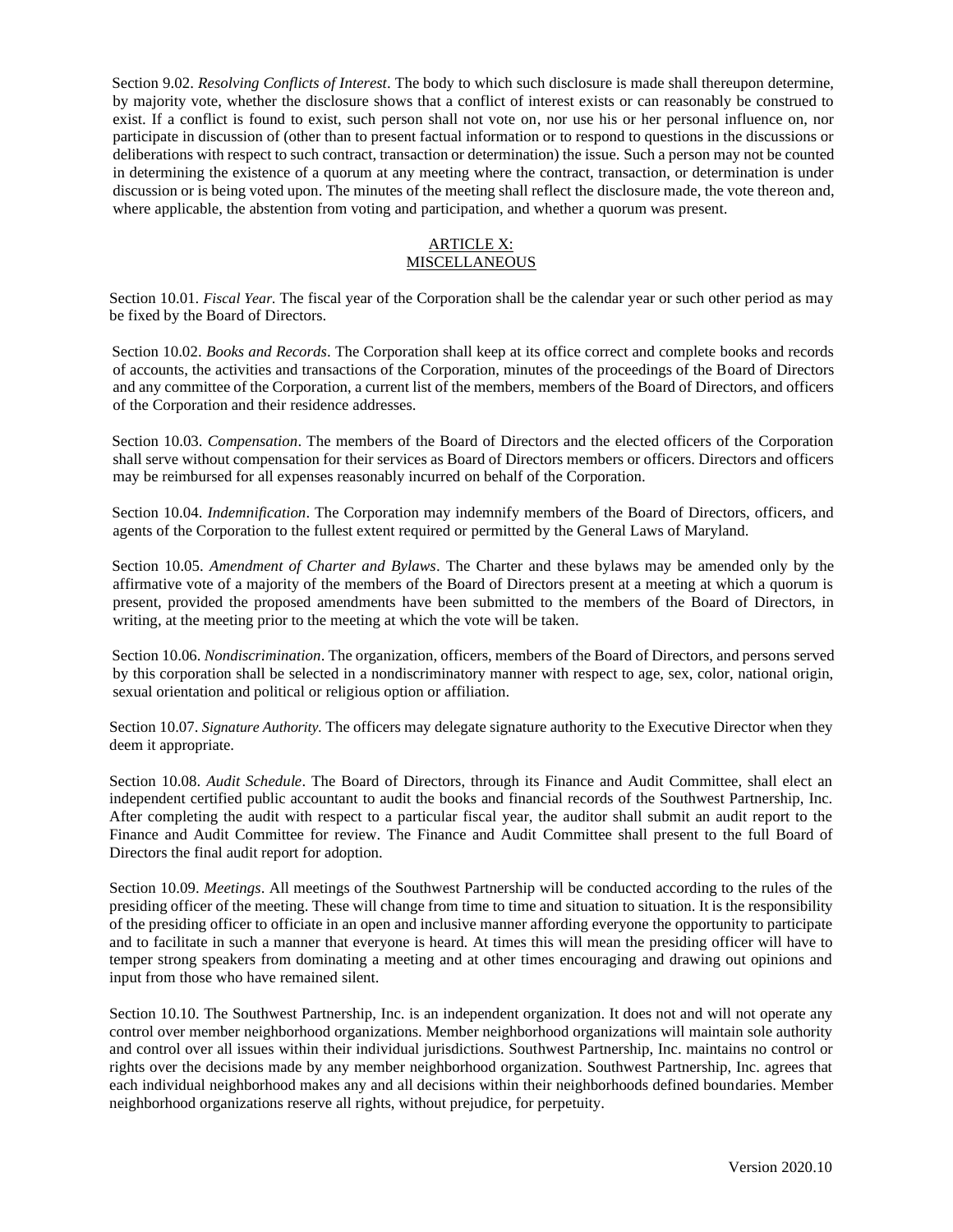Section 9.02. *Resolving Conflicts of Interest*. The body to which such disclosure is made shall thereupon determine, by majority vote, whether the disclosure shows that a conflict of interest exists or can reasonably be construed to exist. If a conflict is found to exist, such person shall not vote on, nor use his or her personal influence on, nor participate in discussion of (other than to present factual information or to respond to questions in the discussions or deliberations with respect to such contract, transaction or determination) the issue. Such a person may not be counted in determining the existence of a quorum at any meeting where the contract, transaction, or determination is under discussion or is being voted upon. The minutes of the meeting shall reflect the disclosure made, the vote thereon and, where applicable, the abstention from voting and participation, and whether a quorum was present.

## ARTICLE X: MISCELLANEOUS

Section 10.01. *Fiscal Year.* The fiscal year of the Corporation shall be the calendar year or such other period as may be fixed by the Board of Directors.

Section 10.02. *Books and Records*. The Corporation shall keep at its office correct and complete books and records of accounts, the activities and transactions of the Corporation, minutes of the proceedings of the Board of Directors and any committee of the Corporation, a current list of the members, members of the Board of Directors, and officers of the Corporation and their residence addresses.

Section 10.03. *Compensation*. The members of the Board of Directors and the elected officers of the Corporation shall serve without compensation for their services as Board of Directors members or officers. Directors and officers may be reimbursed for all expenses reasonably incurred on behalf of the Corporation.

Section 10.04. *Indemnification*. The Corporation may indemnify members of the Board of Directors, officers, and agents of the Corporation to the fullest extent required or permitted by the General Laws of Maryland.

Section 10.05. *Amendment of Charter and Bylaws*. The Charter and these bylaws may be amended only by the affirmative vote of a majority of the members of the Board of Directors present at a meeting at which a quorum is present, provided the proposed amendments have been submitted to the members of the Board of Directors, in writing, at the meeting prior to the meeting at which the vote will be taken.

Section 10.06. *Nondiscrimination*. The organization, officers, members of the Board of Directors, and persons served by this corporation shall be selected in a nondiscriminatory manner with respect to age, sex, color, national origin, sexual orientation and political or religious option or affiliation.

Section 10.07. *Signature Authority.* The officers may delegate signature authority to the Executive Director when they deem it appropriate.

Section 10.08. *Audit Schedule*. The Board of Directors, through its Finance and Audit Committee, shall elect an independent certified public accountant to audit the books and financial records of the Southwest Partnership, Inc. After completing the audit with respect to a particular fiscal year, the auditor shall submit an audit report to the Finance and Audit Committee for review. The Finance and Audit Committee shall present to the full Board of Directors the final audit report for adoption.

Section 10.09. *Meetings*. All meetings of the Southwest Partnership will be conducted according to the rules of the presiding officer of the meeting. These will change from time to time and situation to situation. It is the responsibility of the presiding officer to officiate in an open and inclusive manner affording everyone the opportunity to participate and to facilitate in such a manner that everyone is heard. At times this will mean the presiding officer will have to temper strong speakers from dominating a meeting and at other times encouraging and drawing out opinions and input from those who have remained silent.

Section 10.10. The Southwest Partnership, Inc. is an independent organization. It does not and will not operate any control over member neighborhood organizations. Member neighborhood organizations will maintain sole authority and control over all issues within their individual jurisdictions. Southwest Partnership, Inc. maintains no control or rights over the decisions made by any member neighborhood organization. Southwest Partnership, Inc. agrees that each individual neighborhood makes any and all decisions within their neighborhoods defined boundaries. Member neighborhood organizations reserve all rights, without prejudice, for perpetuity.

Version 2020.10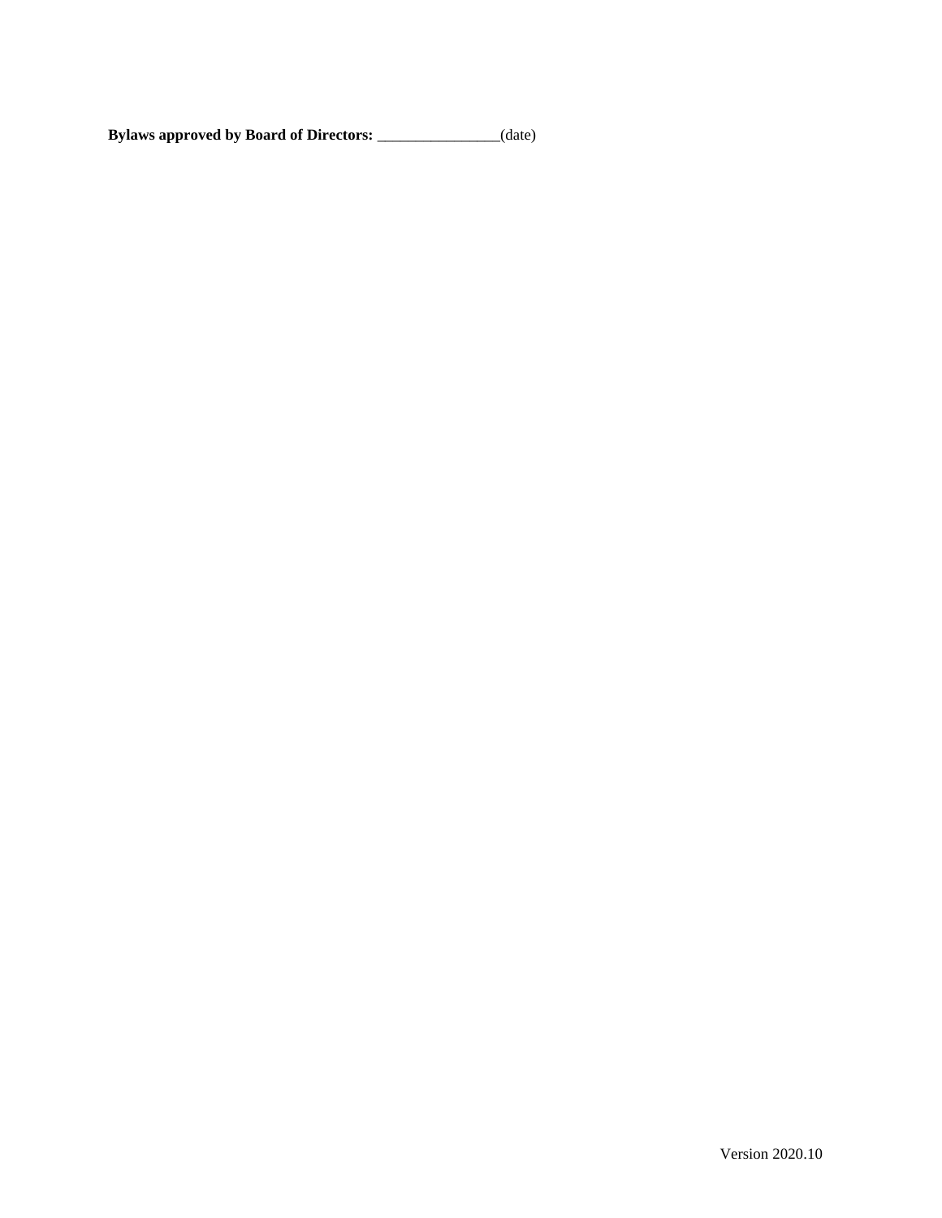**Bylaws approved by Board of Directors:** ________________(date)

Version 2020.10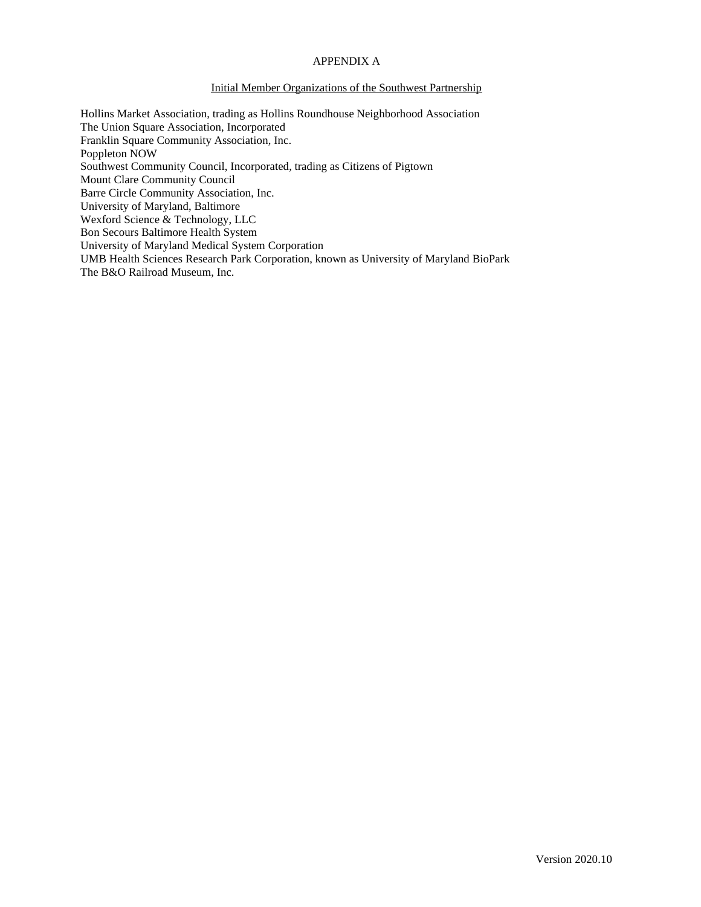# APPENDIX A

## Initial Member Organizations of the Southwest Partnership

Hollins Market Association, trading as Hollins Roundhouse Neighborhood Association
The Union Square Association, Incorporated
Franklin Square Community Association, Inc.
Poppleton NOW
Southwest Community Council, Incorporated, trading as Citizens of Pigtown
Mount Clare Community Council
Barre Circle Community Association, Inc.
University of Maryland, Baltimore
Wexford Science & Technology, LLC
Bon Secours Baltimore Health System
University of Maryland Medical System Corporation
UMB Health Sciences Research Park Corporation, known as University of Maryland BioPark
The B&O Railroad Museum, Inc.

Version 2020.10